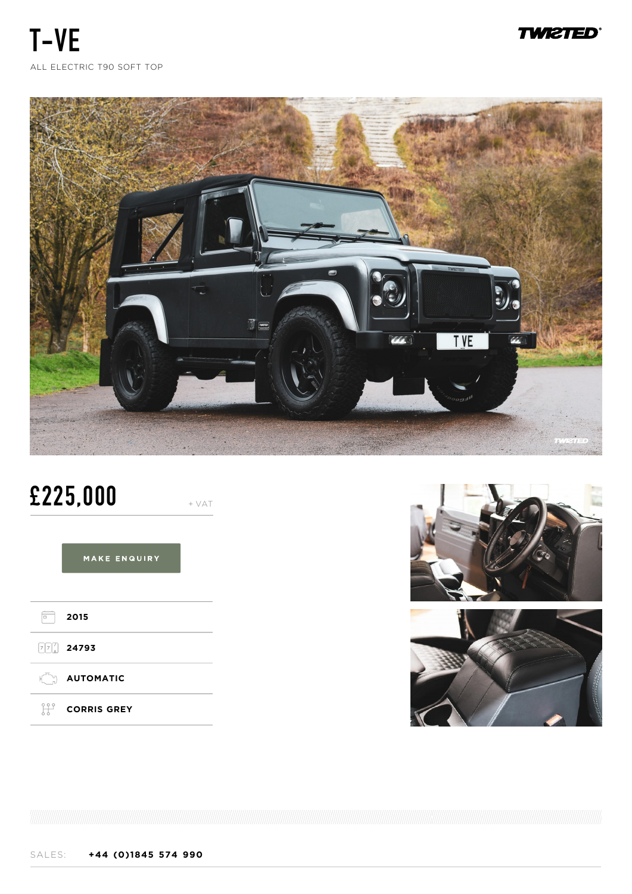# T-VE

ALL ELECTRIC T90 SOFT TOP

## £225,000

+ VAT

MAKE ENQUIRY

- 2015
- 24793
- AUTOMATIC
- CORRIS GREY

SALES: **+44 (0)1845 574 990**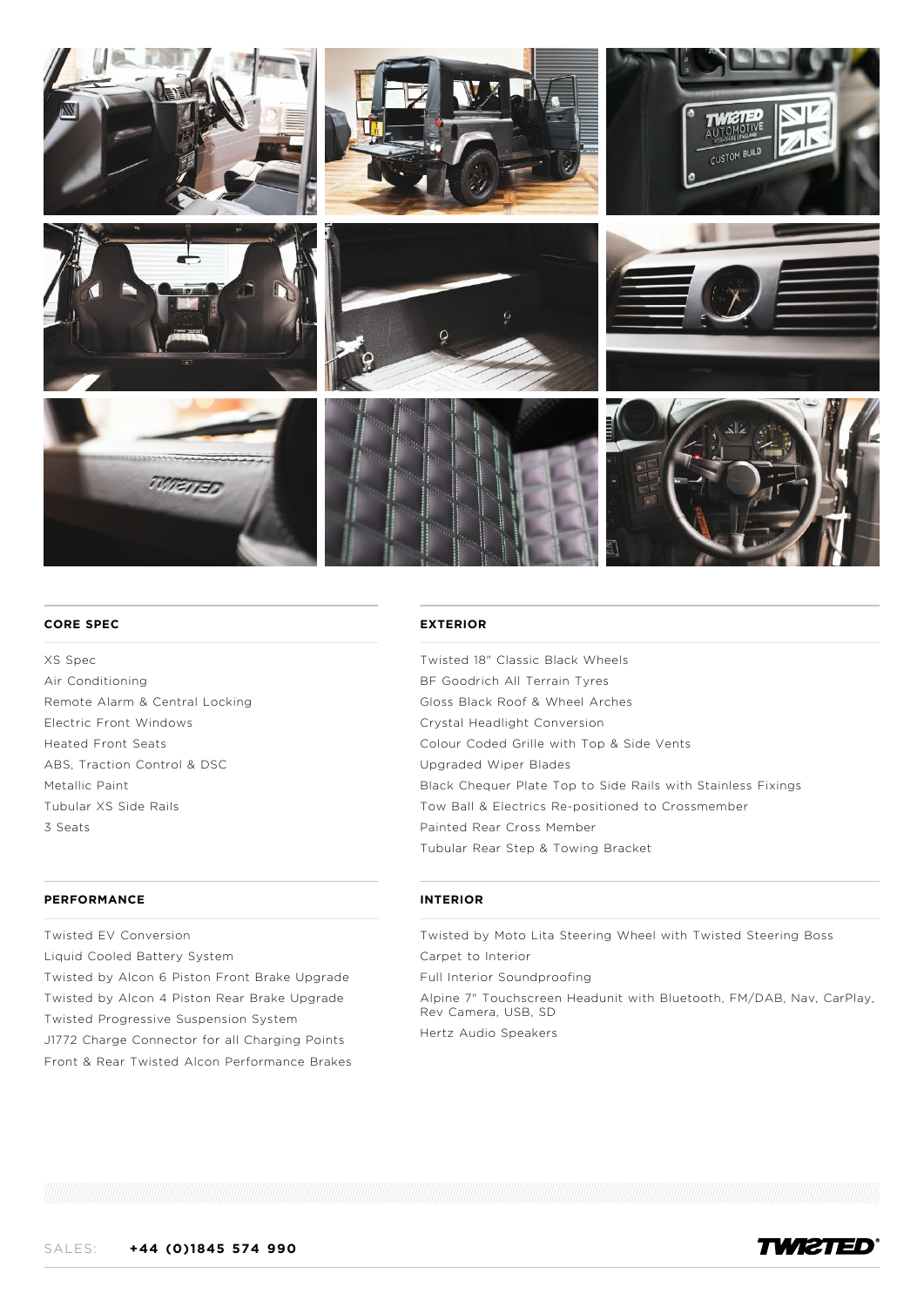## CORE SPEC

XS Spec
Air Conditioning
Remote Alarm & Central Locking
Electric Front Windows
Heated Front Seats
ABS, Traction Control & DSC
Metallic Paint
Tubular XS Side Rails
3 Seats

## PERFORMANCE

Twisted EV Conversion
Liquid Cooled Battery System
Twisted by Alcon 6 Piston Front Brake Upgrade
Twisted by Alcon 4 Piston Rear Brake Upgrade
Twisted Progressive Suspension System
J1772 Charge Connector for all Charging Points
Front & Rear Twisted Alcon Performance Brakes

## EXTERIOR

Twisted 18" Classic Black Wheels
BF Goodrich All Terrain Tyres
Gloss Black Roof & Wheel Arches
Crystal Headlight Conversion
Colour Coded Grille with Top & Side Vents
Upgraded Wiper Blades
Black Chequer Plate Top to Side Rails with Stainless Fixings
Tow Ball & Electrics Re-positioned to Crossmember
Painted Rear Cross Member
Tubular Rear Step & Towing Bracket

## INTERIOR

Twisted by Moto Lita Steering Wheel with Twisted Steering Boss
Carpet to Interior
Full Interior Soundproofing
Alpine 7" Touchscreen Headunit with Bluetooth, FM/DAB, Nav, CarPlay, Rev Camera, USB, SD
Hertz Audio Speakers

SALES: **+44 (0)1845 574 990**

TWISTED®